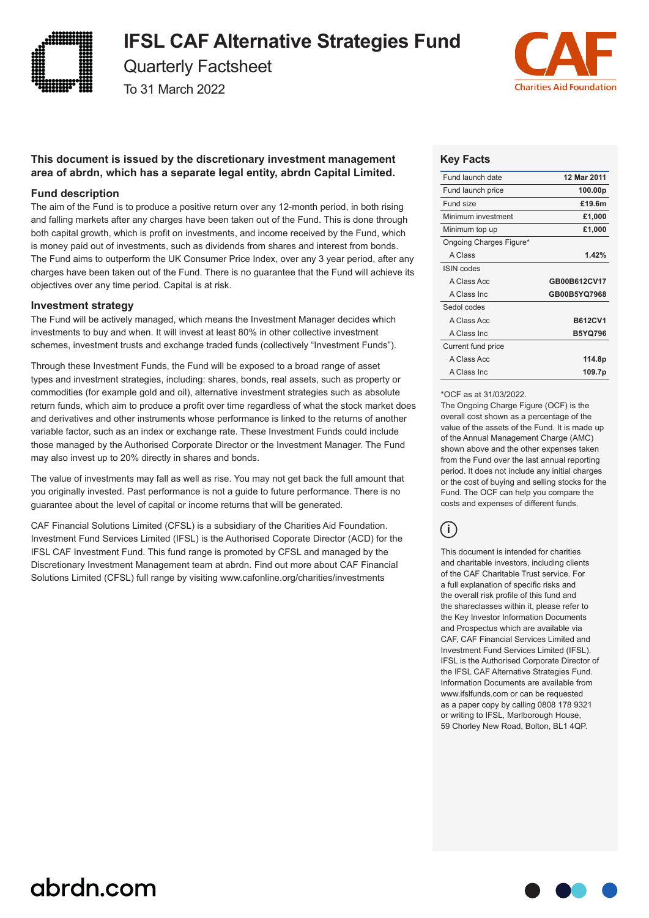# IFSL CAF Alternative Strategies Fund

## Quarterly Factsheet

To 31 March 2022

**This document is issued by the discretionary investment management area of abrdn, which has a separate legal entity, abrdn Capital Limited.**

### Fund description

The aim of the Fund is to produce a positive return over any 12-month period, in both rising and falling markets after any charges have been taken out of the Fund. This is done through both capital growth, which is profit on investments, and income received by the Fund, which is money paid out of investments, such as dividends from shares and interest from bonds. The Fund aims to outperform the UK Consumer Price Index, over any 3 year period, after any charges have been taken out of the Fund. There is no guarantee that the Fund will achieve its objectives over any time period. Capital is at risk.

### Investment strategy

The Fund will be actively managed, which means the Investment Manager decides which investments to buy and when. It will invest at least 80% in other collective investment schemes, investment trusts and exchange traded funds (collectively "Investment Funds").

Through these Investment Funds, the Fund will be exposed to a broad range of asset types and investment strategies, including: shares, bonds, real assets, such as property or commodities (for example gold and oil), alternative investment strategies such as absolute return funds, which aim to produce a profit over time regardless of what the stock market does and derivatives and other instruments whose performance is linked to the returns of another variable factor, such as an index or exchange rate. These Investment Funds could include those managed by the Authorised Corporate Director or the Investment Manager. The Fund may also invest up to 20% directly in shares and bonds.

The value of investments may fall as well as rise. You may not get back the full amount that you originally invested. Past performance is not a guide to future performance. There is no guarantee about the level of capital or income returns that will be generated.

CAF Financial Solutions Limited (CFSL) is a subsidiary of the Charities Aid Foundation. Investment Fund Services Limited (IFSL) is the Authorised Coporate Director (ACD) for the IFSL CAF Investment Fund. This fund range is promoted by CFSL and managed by the Discretionary Investment Management team at abrdn. Find out more about CAF Financial Solutions Limited (CFSL) full range by visiting www.cafonline.org/charities/investments

### Key Facts

| | |
|---|---|
| Fund launch date | **12 Mar 2011** |
| Fund launch price | **100.00p** |
| Fund size | **£19.6m** |
| Minimum investment | **£1,000** |
| Minimum top up | **£1,000** |
| Ongoing Charges Figure* | |
| A Class | **1.42%** |
| ISIN codes | |
| A Class Acc | **GB00B612CV17** |
| A Class Inc | **GB00B5YQ7968** |
| Sedol codes | |
| A Class Acc | **B612CV1** |
| A Class Inc | **B5YQ796** |
| Current fund price | |
| A Class Acc | **114.8p** |
| A Class Inc | **109.7p** |

*OCF as at 31/03/2022.

The Ongoing Charge Figure (OCF) is the overall cost shown as a percentage of the value of the assets of the Fund. It is made up of the Annual Management Charge (AMC) shown above and the other expenses taken from the Fund over the last annual reporting period. It does not include any initial charges or the cost of buying and selling stocks for the Fund. The OCF can help you compare the costs and expenses of different funds.

This document is intended for charities and charitable investors, including clients of the CAF Charitable Trust service. For a full explanation of specific risks and the overall risk profile of this fund and the shareclasses within it, please refer to the Key Investor Information Documents and Prospectus which are available via CAF, CAF Financial Services Limited and Investment Fund Services Limited (IFSL). IFSL is the Authorised Corporate Director of the IFSL CAF Alternative Strategies Fund. Information Documents are available from www.ifslfunds.com or can be requested as a paper copy by calling 0808 178 9321 or writing to IFSL, Marlborough House, 59 Chorley New Road, Bolton, BL1 4QP.

abrdn.com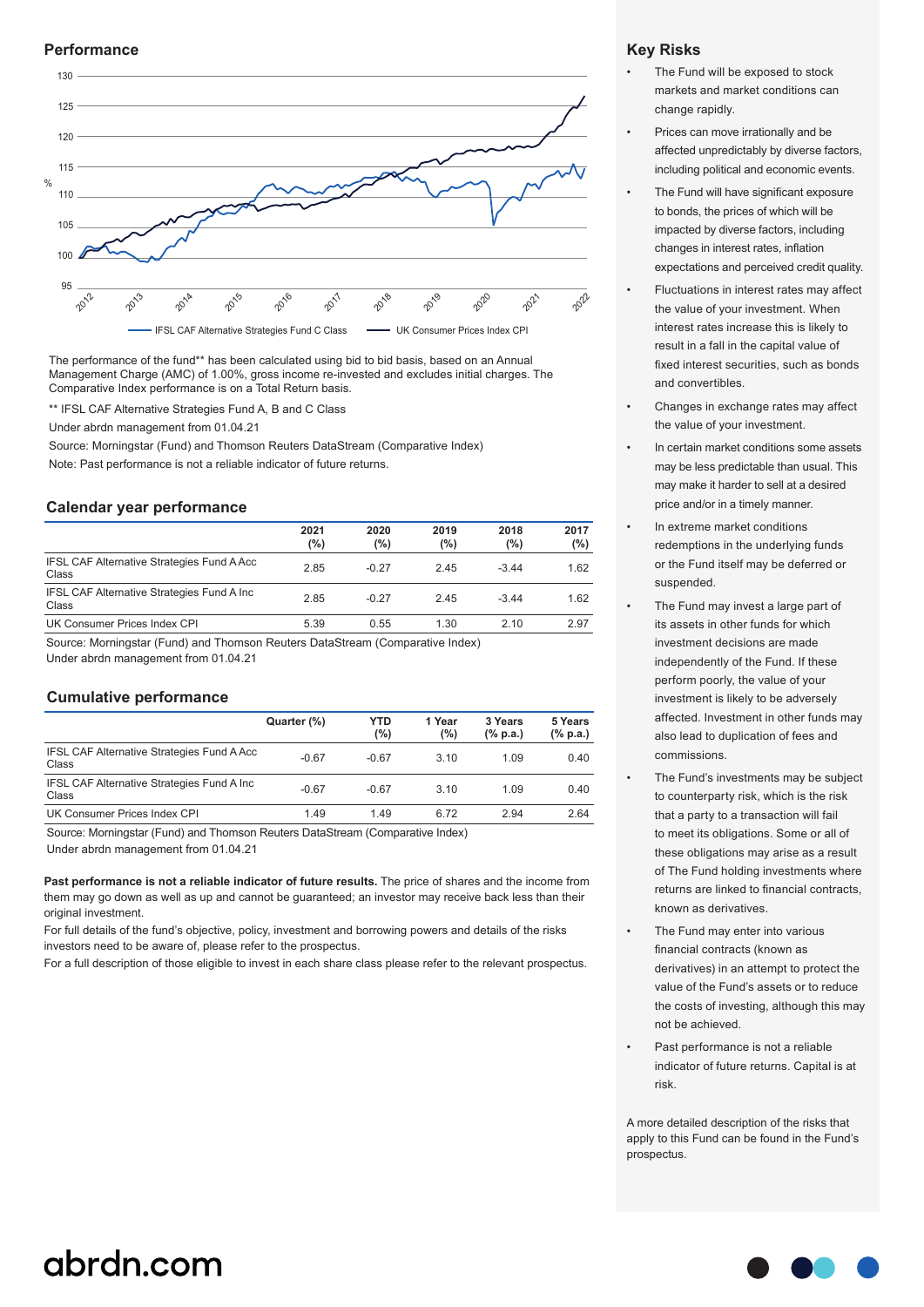## Performance

IFSL CAF Alternative Strategies Fund C Class — UK Consumer Prices Index CPI

The performance of the fund** has been calculated using bid to bid basis, based on an Annual Management Charge (AMC) of 1.00%, gross income re-invested and excludes initial charges. The Comparative Index performance is on a Total Return basis.

** IFSL CAF Alternative Strategies Fund A, B and C Class

Under abrdn management from 01.04.21

Source: Morningstar (Fund) and Thomson Reuters DataStream (Comparative Index)

Note: Past performance is not a reliable indicator of future returns.

## Calendar year performance

| | 2021 (%) | 2020 (%) | 2019 (%) | 2018 (%) | 2017 (%) |
|---|---|---|---|---|---|
| IFSL CAF Alternative Strategies Fund A Acc Class | 2.85 | -0.27 | 2.45 | -3.44 | 1.62 |
| IFSL CAF Alternative Strategies Fund A Inc Class | 2.85 | -0.27 | 2.45 | -3.44 | 1.62 |
| UK Consumer Prices Index CPI | 5.39 | 0.55 | 1.30 | 2.10 | 2.97 |

Source: Morningstar (Fund) and Thomson Reuters DataStream (Comparative Index)
Under abrdn management from 01.04.21

## Cumulative performance

| | Quarter (%) | YTD (%) | 1 Year (%) | 3 Years (% p.a.) | 5 Years (% p.a.) |
|---|---|---|---|---|---|
| IFSL CAF Alternative Strategies Fund A Acc Class | -0.67 | -0.67 | 3.10 | 1.09 | 0.40 |
| IFSL CAF Alternative Strategies Fund A Inc Class | -0.67 | -0.67 | 3.10 | 1.09 | 0.40 |
| UK Consumer Prices Index CPI | 1.49 | 1.49 | 6.72 | 2.94 | 2.64 |

Source: Morningstar (Fund) and Thomson Reuters DataStream (Comparative Index)
Under abrdn management from 01.04.21

**Past performance is not a reliable indicator of future results.** The price of shares and the income from them may go down as well as up and cannot be guaranteed; an investor may receive back less than their original investment.

For full details of the fund's objective, policy, investment and borrowing powers and details of the risks investors need to be aware of, please refer to the prospectus.

For a full description of those eligible to invest in each share class please refer to the relevant prospectus.

## Key Risks

- The Fund will be exposed to stock markets and market conditions can change rapidly.
- Prices can move irrationally and be affected unpredictably by diverse factors, including political and economic events.
- The Fund will have significant exposure to bonds, the prices of which will be impacted by diverse factors, including changes in interest rates, inflation expectations and perceived credit quality.
- Fluctuations in interest rates may affect the value of your investment. When interest rates increase this is likely to result in a fall in the capital value of fixed interest securities, such as bonds and convertibles.
- Changes in exchange rates may affect the value of your investment.
- In certain market conditions some assets may be less predictable than usual. This may make it harder to sell at a desired price and/or in a timely manner.
- In extreme market conditions redemptions in the underlying funds or the Fund itself may be deferred or suspended.
- The Fund may invest a large part of its assets in other funds for which investment decisions are made independently of the Fund. If these perform poorly, the value of your investment is likely to be adversely affected. Investment in other funds may also lead to duplication of fees and commissions.
- The Fund's investments may be subject to counterparty risk, which is the risk that a party to a transaction will fail to meet its obligations. Some or all of these obligations may arise as a result of The Fund holding investments where returns are linked to financial contracts, known as derivatives.
- The Fund may enter into various financial contracts (known as derivatives) in an attempt to protect the value of the Fund's assets or to reduce the costs of investing, although this may not be achieved.
- Past performance is not a reliable indicator of future returns. Capital is at risk.

A more detailed description of the risks that apply to this Fund can be found in the Fund's prospectus.

abrdn.com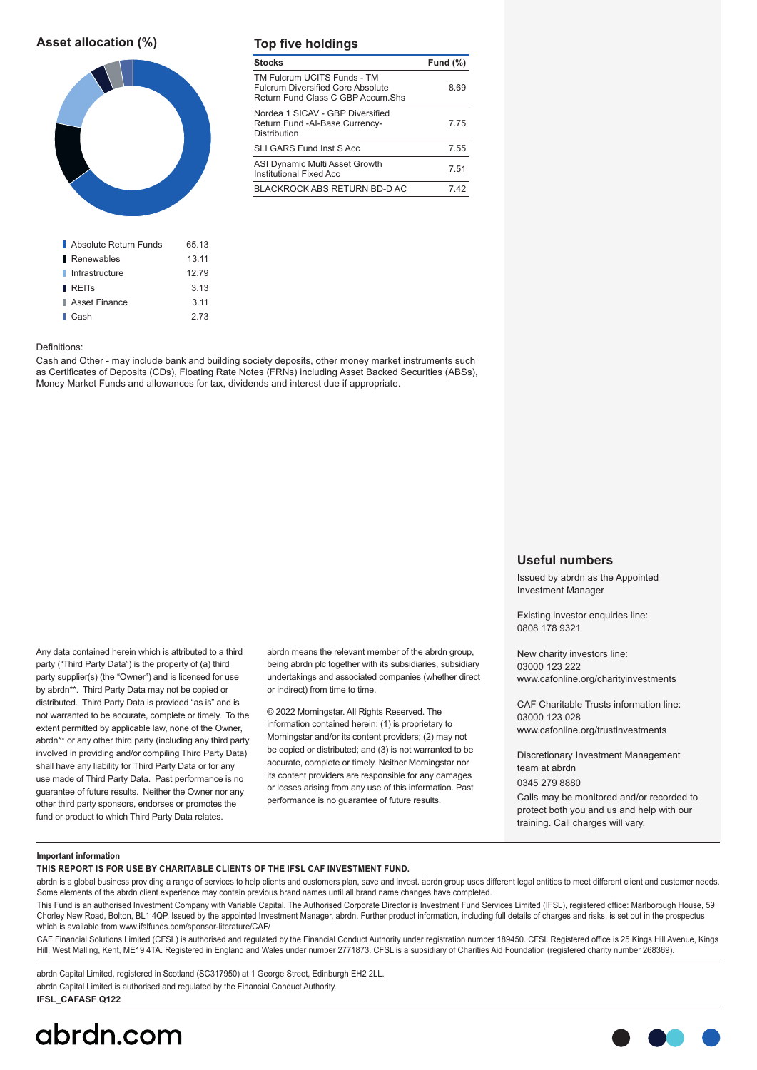## Asset allocation (%)

Absolute Return Funds 65.13
Renewables 13.11
Infrastructure 12.79
REITs 3.13
Asset Finance 3.11
Cash 2.73

## Top five holdings

| Stocks | Fund (%) |
|---|---|
| TM Fulcrum UCITS Funds - TM Fulcrum Diversified Core Absolute Return Fund Class C GBP Accum.Shs | 8.69 |
| Nordea 1 SICAV - GBP Diversified Return Fund -AI-Base Currency-Distribution | 7.75 |
| SLI GARS Fund Inst S Acc | 7.55 |
| ASI Dynamic Multi Asset Growth Institutional Fixed Acc | 7.51 |
| BLACKROCK ABS RETURN BD-D AC | 7.42 |

Definitions:

Cash and Other - may include bank and building society deposits, other money market instruments such as Certificates of Deposits (CDs), Floating Rate Notes (FRNs) including Asset Backed Securities (ABSs), Money Market Funds and allowances for tax, dividends and interest due if appropriate.

Any data contained herein which is attributed to a third party ("Third Party Data") is the property of (a) third party supplier(s) (the "Owner") and is licensed for use by abrdn**. Third Party Data may not be copied or distributed. Third Party Data is provided "as is" and is not warranted to be accurate, complete or timely. To the extent permitted by applicable law, none of the Owner, abrdn** or any other third party (including any third party involved in providing and/or compiling Third Party Data) shall have any liability for Third Party Data or for any use made of Third Party Data. Past performance is no guarantee of future results. Neither the Owner nor any other third party sponsors, endorses or promotes the fund or product to which Third Party Data relates.

abrdn means the relevant member of the abrdn group, being abrdn plc together with its subsidiaries, subsidiary undertakings and associated companies (whether direct or indirect) from time to time.

© 2022 Morningstar. All Rights Reserved. The information contained herein: (1) is proprietary to Morningstar and/or its content providers; (2) may not be copied or distributed; and (3) is not warranted to be accurate, complete or timely. Neither Morningstar nor its content providers are responsible for any damages or losses arising from any use of this information. Past performance is no guarantee of future results.

## Useful numbers

Issued by abrdn as the Appointed Investment Manager

Existing investor enquiries line:
0808 178 9321

New charity investors line:
03000 123 222
www.cafonline.org/charityinvestments

CAF Charitable Trusts information line:
03000 123 028
www.cafonline.org/trustinvestments

Discretionary Investment Management team at abrdn
0345 279 8880

Calls may be monitored and/or recorded to protect both you and us and help with our training. Call charges will vary.

**Important information**

**THIS REPORT IS FOR USE BY CHARITABLE CLIENTS OF THE IFSL CAF INVESTMENT FUND.**

abrdn is a global business providing a range of services to help clients and customers plan, save and invest. abrdn group uses different legal entities to meet different client and customer needs. Some elements of the abrdn client experience may contain previous brand names until all brand name changes have completed.

This Fund is an authorised Investment Company with Variable Capital. The Authorised Corporate Director is Investment Fund Services Limited (IFSL), registered office: Marlborough House, 59 Chorley New Road, Bolton, BL1 4QP. Issued by the appointed Investment Manager, abrdn. Further product information, including full details of charges and risks, is set out in the prospectus which is available from www.ifslfunds.com/sponsor-literature/CAF/

CAF Financial Solutions Limited (CFSL) is authorised and regulated by the Financial Conduct Authority under registration number 189450. CFSL Registered office is 25 Kings Hill Avenue, Kings Hill, West Malling, Kent, ME19 4TA. Registered in England and Wales under number 2771873. CFSL is a subsidiary of Charities Aid Foundation (registered charity number 268369).

abrdn Capital Limited, registered in Scotland (SC317950) at 1 George Street, Edinburgh EH2 2LL.
abrdn Capital Limited is authorised and regulated by the Financial Conduct Authority.
**IFSL_CAFASF Q122**

abrdn.com